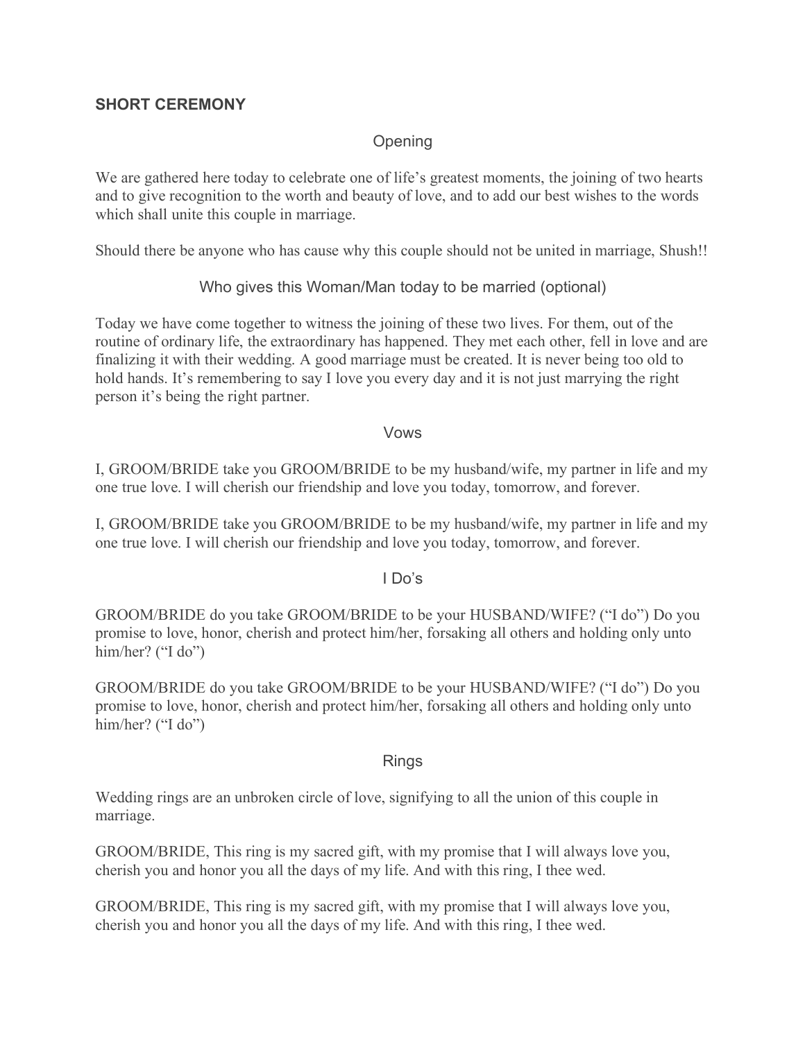# SHORT CEREMONY

## Opening

We are gathered here today to celebrate one of life's greatest moments, the joining of two hearts and to give recognition to the worth and beauty of love, and to add our best wishes to the words which shall unite this couple in marriage.

Should there be anyone who has cause why this couple should not be united in marriage, Shush!!

## Who gives this Woman/Man today to be married (optional)

Today we have come together to witness the joining of these two lives. For them, out of the routine of ordinary life, the extraordinary has happened. They met each other, fell in love and are finalizing it with their wedding. A good marriage must be created. It is never being too old to hold hands. It's remembering to say I love you every day and it is not just marrying the right person it's being the right partner.

## Vows

I, GROOM/BRIDE take you GROOM/BRIDE to be my husband/wife, my partner in life and my one true love. I will cherish our friendship and love you today, tomorrow, and forever.

I, GROOM/BRIDE take you GROOM/BRIDE to be my husband/wife, my partner in life and my one true love. I will cherish our friendship and love you today, tomorrow, and forever.

## I Do's

GROOM/BRIDE do you take GROOM/BRIDE to be your HUSBAND/WIFE? ("I do") Do you promise to love, honor, cherish and protect him/her, forsaking all others and holding only unto him/her? ("I do")

GROOM/BRIDE do you take GROOM/BRIDE to be your HUSBAND/WIFE? ("I do") Do you promise to love, honor, cherish and protect him/her, forsaking all others and holding only unto him/her? ("I do")

## Rings

Wedding rings are an unbroken circle of love, signifying to all the union of this couple in marriage.

GROOM/BRIDE, This ring is my sacred gift, with my promise that I will always love you, cherish you and honor you all the days of my life. And with this ring, I thee wed.

GROOM/BRIDE, This ring is my sacred gift, with my promise that I will always love you, cherish you and honor you all the days of my life. And with this ring, I thee wed.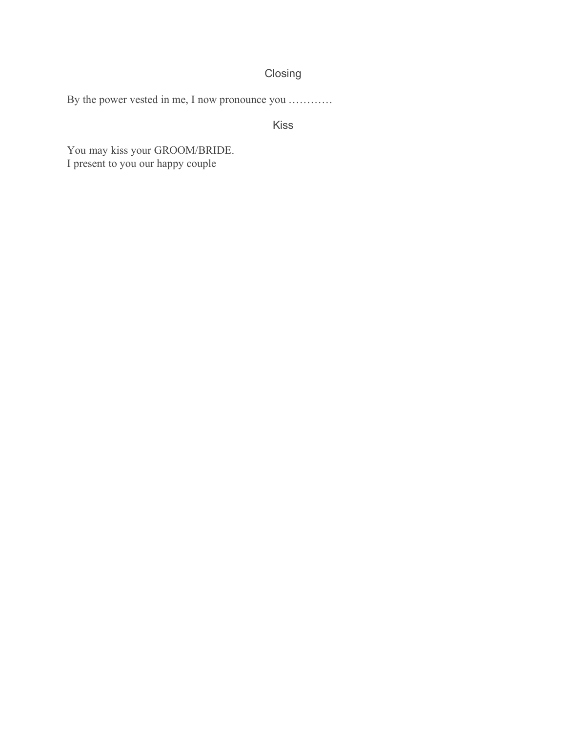## Closing

By the power vested in me, I now pronounce you …………

## Kiss

You may kiss your GROOM/BRIDE.
I present to you our happy couple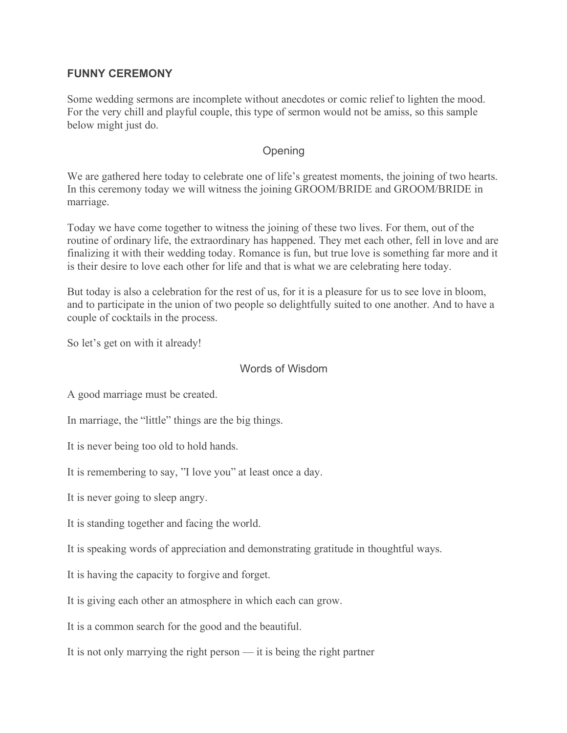## FUNNY CEREMONY

Some wedding sermons are incomplete without anecdotes or comic relief to lighten the mood. For the very chill and playful couple, this type of sermon would not be amiss, so this sample below might just do.

### Opening

We are gathered here today to celebrate one of life's greatest moments, the joining of two hearts. In this ceremony today we will witness the joining GROOM/BRIDE and GROOM/BRIDE in marriage.

Today we have come together to witness the joining of these two lives. For them, out of the routine of ordinary life, the extraordinary has happened. They met each other, fell in love and are finalizing it with their wedding today. Romance is fun, but true love is something far more and it is their desire to love each other for life and that is what we are celebrating here today.

But today is also a celebration for the rest of us, for it is a pleasure for us to see love in bloom, and to participate in the union of two people so delightfully suited to one another. And to have a couple of cocktails in the process.

So let's get on with it already!

### Words of Wisdom

A good marriage must be created.

In marriage, the "little" things are the big things.

It is never being too old to hold hands.

It is remembering to say, "I love you" at least once a day.

It is never going to sleep angry.

It is standing together and facing the world.

It is speaking words of appreciation and demonstrating gratitude in thoughtful ways.

It is having the capacity to forgive and forget.

It is giving each other an atmosphere in which each can grow.

It is a common search for the good and the beautiful.

It is not only marrying the right person — it is being the right partner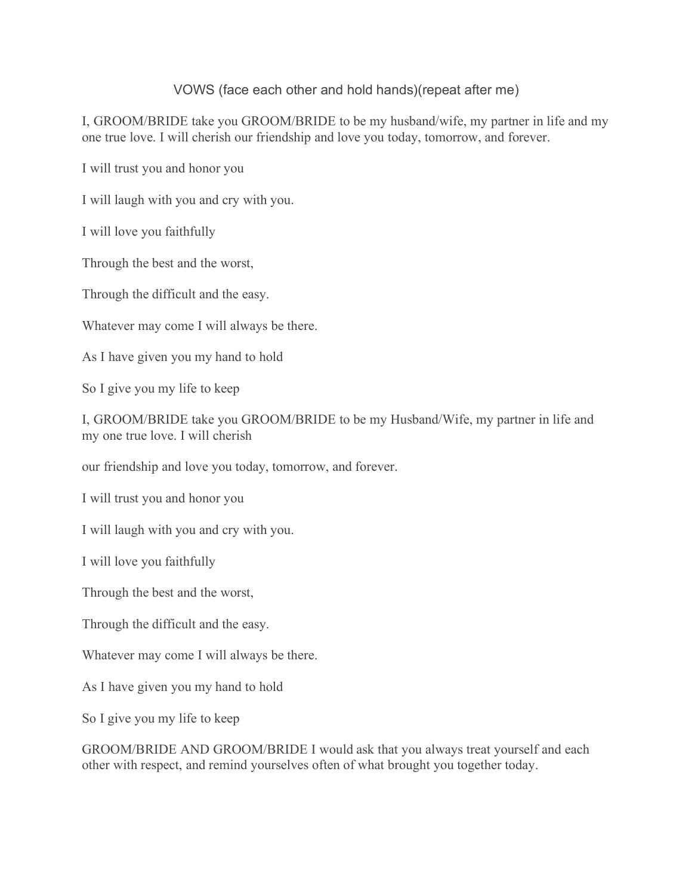VOWS (face each other and hold hands)(repeat after me)

I, GROOM/BRIDE take you GROOM/BRIDE to be my husband/wife, my partner in life and my one true love. I will cherish our friendship and love you today, tomorrow, and forever.

I will trust you and honor you

I will laugh with you and cry with you.

I will love you faithfully

Through the best and the worst,

Through the difficult and the easy.

Whatever may come I will always be there.

As I have given you my hand to hold

So I give you my life to keep

I, GROOM/BRIDE take you GROOM/BRIDE to be my Husband/Wife, my partner in life and my one true love. I will cherish

our friendship and love you today, tomorrow, and forever.

I will trust you and honor you

I will laugh with you and cry with you.

I will love you faithfully

Through the best and the worst,

Through the difficult and the easy.

Whatever may come I will always be there.

As I have given you my hand to hold

So I give you my life to keep

GROOM/BRIDE AND GROOM/BRIDE I would ask that you always treat yourself and each other with respect, and remind yourselves often of what brought you together today.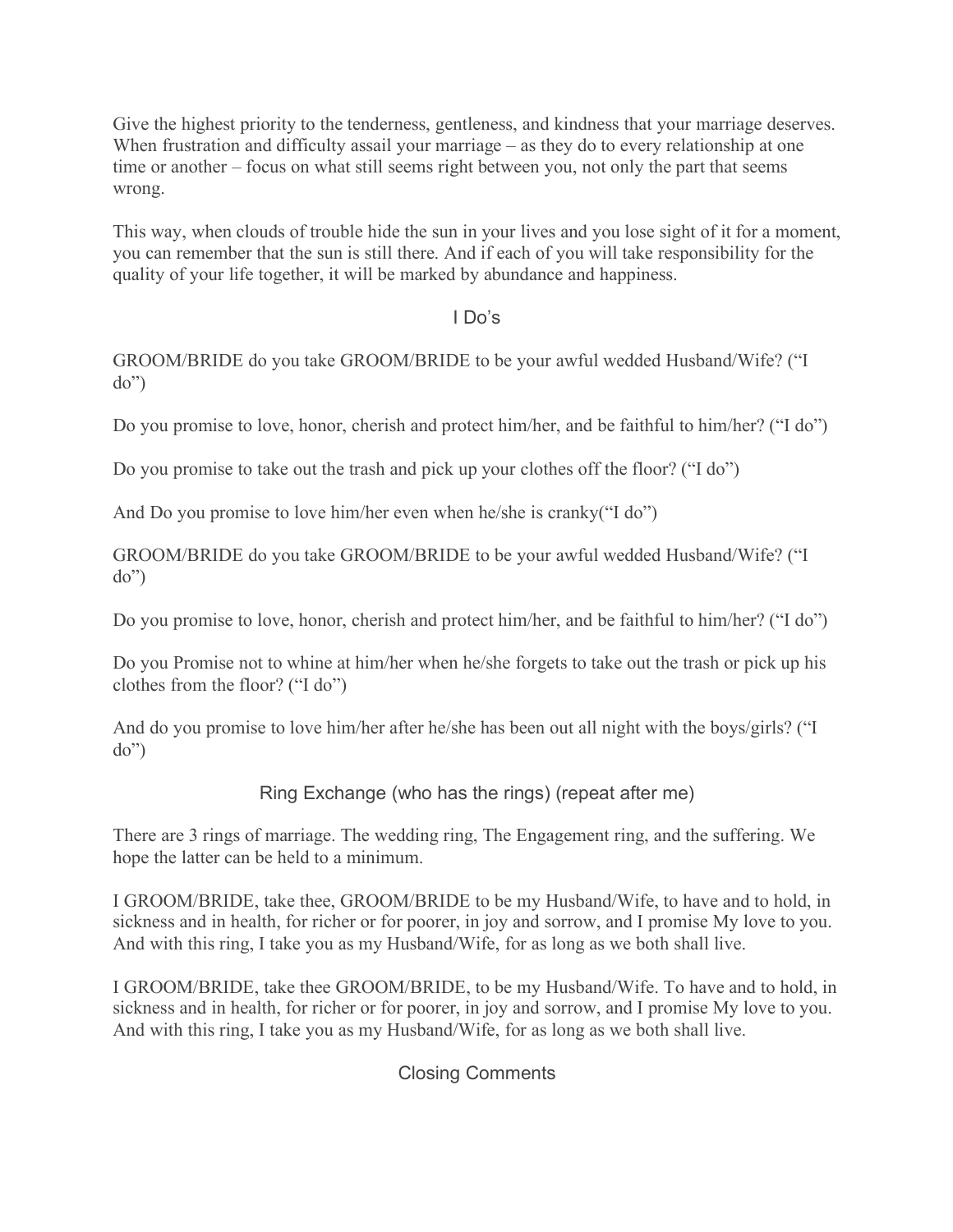Give the highest priority to the tenderness, gentleness, and kindness that your marriage deserves. When frustration and difficulty assail your marriage – as they do to every relationship at one time or another – focus on what still seems right between you, not only the part that seems wrong.

This way, when clouds of trouble hide the sun in your lives and you lose sight of it for a moment, you can remember that the sun is still there. And if each of you will take responsibility for the quality of your life together, it will be marked by abundance and happiness.

## I Do's

GROOM/BRIDE do you take GROOM/BRIDE to be your awful wedded Husband/Wife? ("I do")

Do you promise to love, honor, cherish and protect him/her, and be faithful to him/her? ("I do")

Do you promise to take out the trash and pick up your clothes off the floor? ("I do")

And Do you promise to love him/her even when he/she is cranky("I do")

GROOM/BRIDE do you take GROOM/BRIDE to be your awful wedded Husband/Wife? ("I do")

Do you promise to love, honor, cherish and protect him/her, and be faithful to him/her? ("I do")

Do you Promise not to whine at him/her when he/she forgets to take out the trash or pick up his clothes from the floor? ("I do")

And do you promise to love him/her after he/she has been out all night with the boys/girls? ("I do")

## Ring Exchange (who has the rings) (repeat after me)

There are 3 rings of marriage. The wedding ring, The Engagement ring, and the suffering. We hope the latter can be held to a minimum.

I GROOM/BRIDE, take thee, GROOM/BRIDE to be my Husband/Wife, to have and to hold, in sickness and in health, for richer or for poorer, in joy and sorrow, and I promise My love to you. And with this ring, I take you as my Husband/Wife, for as long as we both shall live.

I GROOM/BRIDE, take thee GROOM/BRIDE, to be my Husband/Wife. To have and to hold, in sickness and in health, for richer or for poorer, in joy and sorrow, and I promise My love to you. And with this ring, I take you as my Husband/Wife, for as long as we both shall live.

## Closing Comments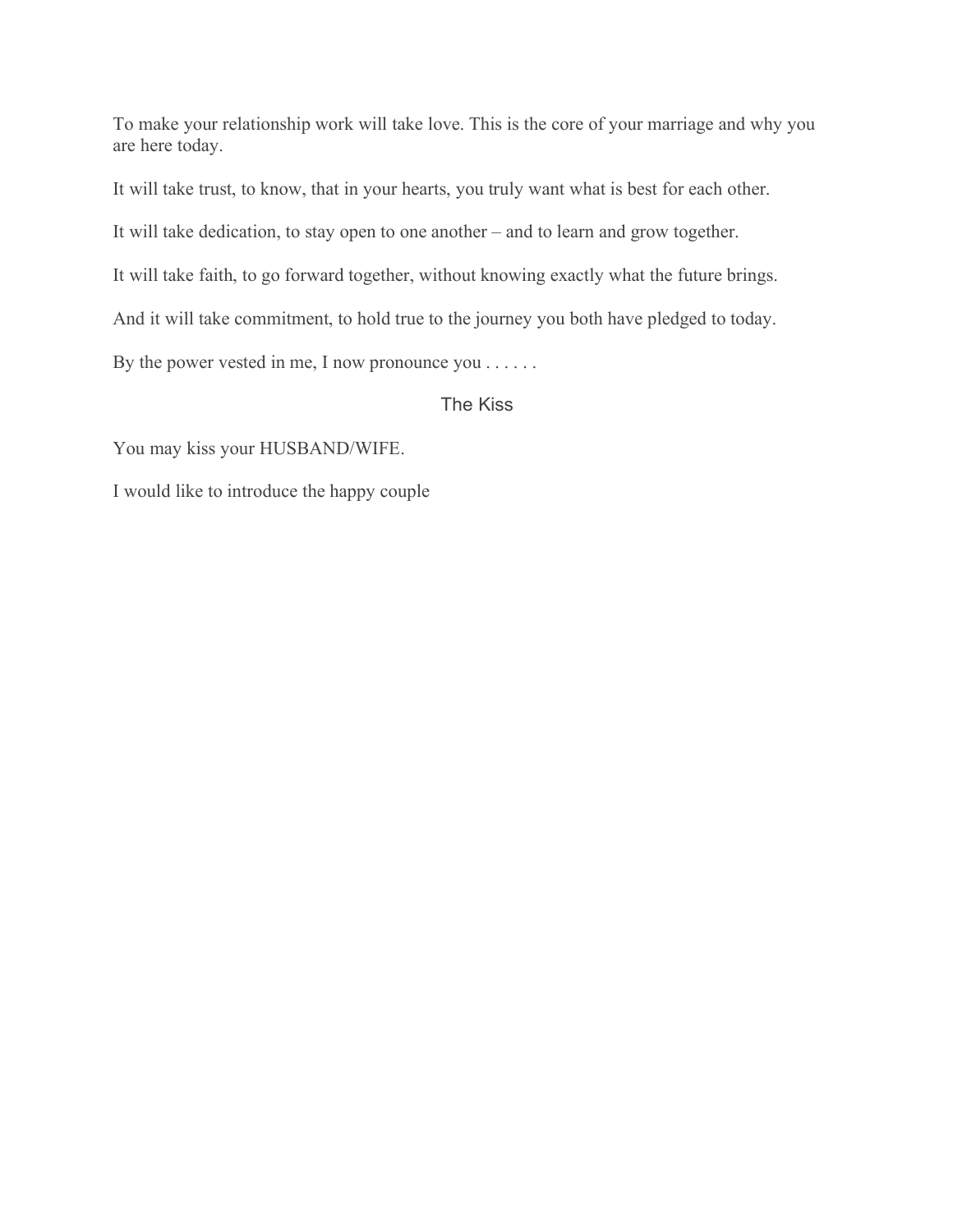To make your relationship work will take love. This is the core of your marriage and why you are here today.

It will take trust, to know, that in your hearts, you truly want what is best for each other.

It will take dedication, to stay open to one another – and to learn and grow together.

It will take faith, to go forward together, without knowing exactly what the future brings.

And it will take commitment, to hold true to the journey you both have pledged to today.

By the power vested in me, I now pronounce you . . . . . .

## The Kiss

You may kiss your HUSBAND/WIFE.

I would like to introduce the happy couple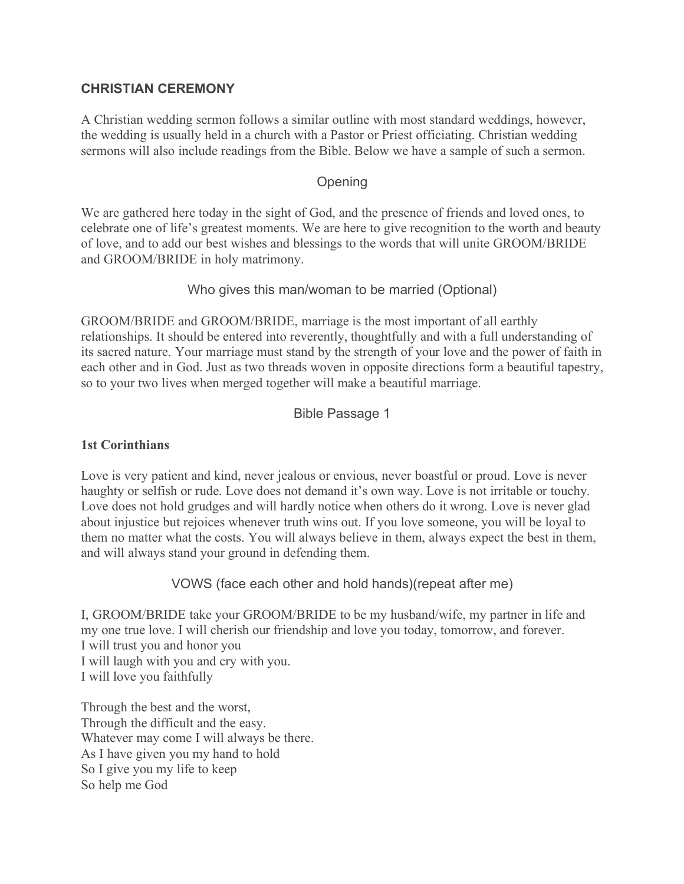## CHRISTIAN CEREMONY

A Christian wedding sermon follows a similar outline with most standard weddings, however, the wedding is usually held in a church with a Pastor or Priest officiating. Christian wedding sermons will also include readings from the Bible. Below we have a sample of such a sermon.

### Opening

We are gathered here today in the sight of God, and the presence of friends and loved ones, to celebrate one of life's greatest moments. We are here to give recognition to the worth and beauty of love, and to add our best wishes and blessings to the words that will unite GROOM/BRIDE and GROOM/BRIDE in holy matrimony.

### Who gives this man/woman to be married (Optional)

GROOM/BRIDE and GROOM/BRIDE, marriage is the most important of all earthly relationships. It should be entered into reverently, thoughtfully and with a full understanding of its sacred nature. Your marriage must stand by the strength of your love and the power of faith in each other and in God. Just as two threads woven in opposite directions form a beautiful tapestry, so to your two lives when merged together will make a beautiful marriage.

### Bible Passage 1

**1st Corinthians**

Love is very patient and kind, never jealous or envious, never boastful or proud. Love is never haughty or selfish or rude. Love does not demand it's own way. Love is not irritable or touchy. Love does not hold grudges and will hardly notice when others do it wrong. Love is never glad about injustice but rejoices whenever truth wins out. If you love someone, you will be loyal to them no matter what the costs. You will always believe in them, always expect the best in them, and will always stand your ground in defending them.

### VOWS (face each other and hold hands)(repeat after me)

I, GROOM/BRIDE take your GROOM/BRIDE to be my husband/wife, my partner in life and my one true love. I will cherish our friendship and love you today, tomorrow, and forever.
I will trust you and honor you
I will laugh with you and cry with you.
I will love you faithfully

Through the best and the worst,
Through the difficult and the easy.
Whatever may come I will always be there.
As I have given you my hand to hold
So I give you my life to keep
So help me God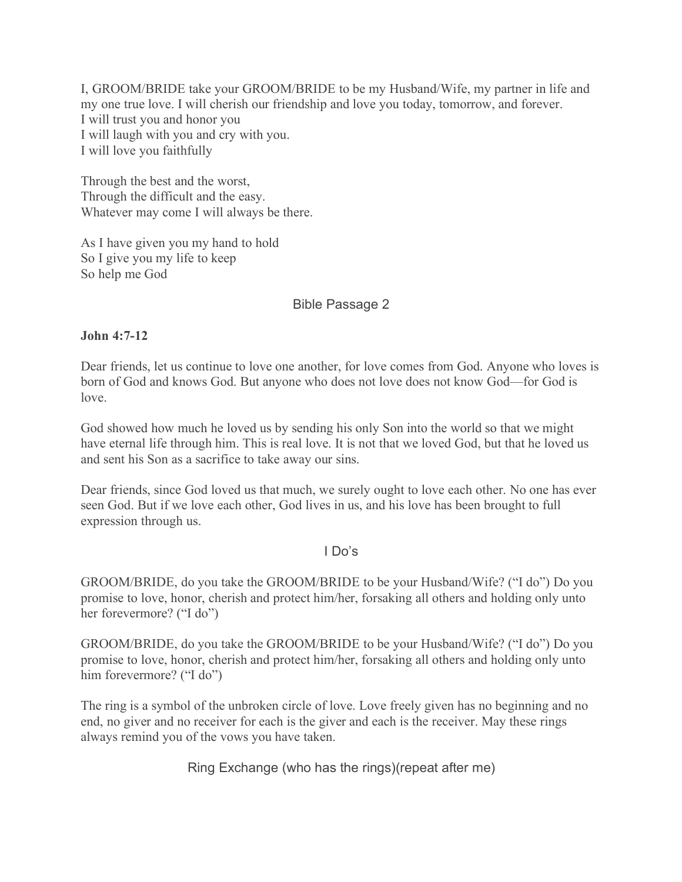I, GROOM/BRIDE take your GROOM/BRIDE to be my Husband/Wife, my partner in life and my one true love. I will cherish our friendship and love you today, tomorrow, and forever.
I will trust you and honor you
I will laugh with you and cry with you.
I will love you faithfully

Through the best and the worst,
Through the difficult and the easy.
Whatever may come I will always be there.

As I have given you my hand to hold
So I give you my life to keep
So help me God

## Bible Passage 2

**John 4:7-12**

Dear friends, let us continue to love one another, for love comes from God. Anyone who loves is born of God and knows God. But anyone who does not love does not know God—for God is love.

God showed how much he loved us by sending his only Son into the world so that we might have eternal life through him. This is real love. It is not that we loved God, but that he loved us and sent his Son as a sacrifice to take away our sins.

Dear friends, since God loved us that much, we surely ought to love each other. No one has ever seen God. But if we love each other, God lives in us, and his love has been brought to full expression through us.

## I Do's

GROOM/BRIDE, do you take the GROOM/BRIDE to be your Husband/Wife? ("I do") Do you promise to love, honor, cherish and protect him/her, forsaking all others and holding only unto her forevermore? ("I do")

GROOM/BRIDE, do you take the GROOM/BRIDE to be your Husband/Wife? ("I do") Do you promise to love, honor, cherish and protect him/her, forsaking all others and holding only unto him forevermore? ("I do")

The ring is a symbol of the unbroken circle of love. Love freely given has no beginning and no end, no giver and no receiver for each is the giver and each is the receiver. May these rings always remind you of the vows you have taken.

## Ring Exchange (who has the rings)(repeat after me)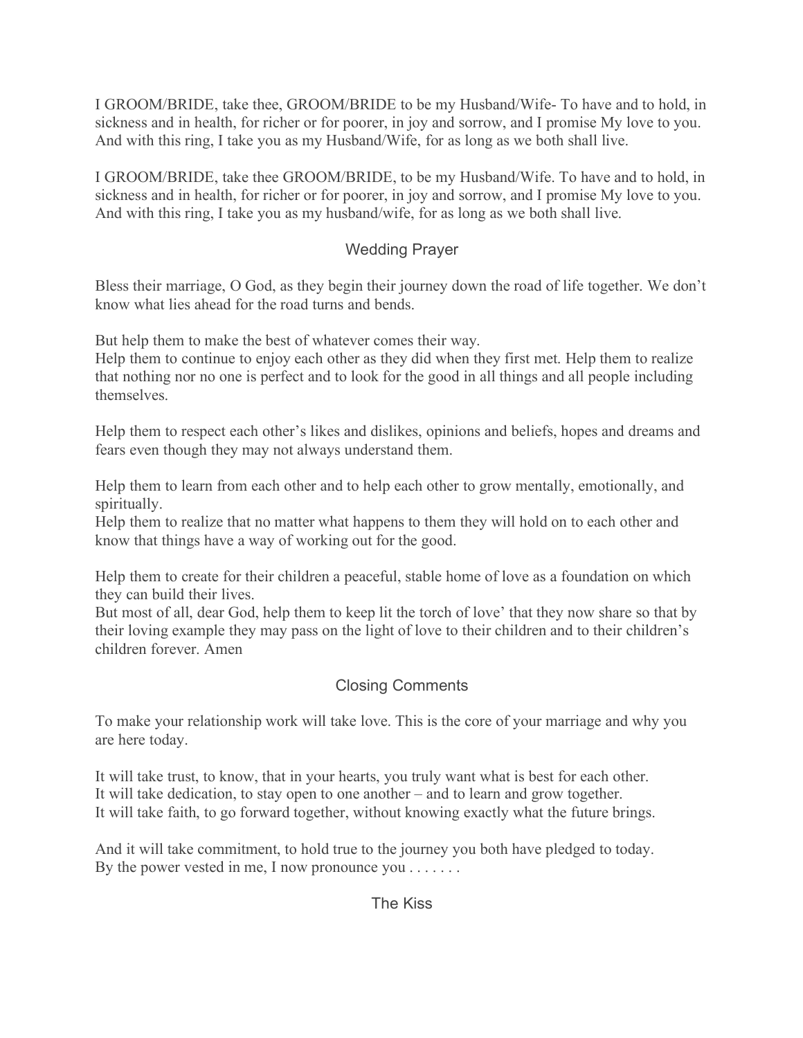I GROOM/BRIDE, take thee, GROOM/BRIDE to be my Husband/Wife- To have and to hold, in sickness and in health, for richer or for poorer, in joy and sorrow, and I promise My love to you. And with this ring, I take you as my Husband/Wife, for as long as we both shall live.

I GROOM/BRIDE, take thee GROOM/BRIDE, to be my Husband/Wife. To have and to hold, in sickness and in health, for richer or for poorer, in joy and sorrow, and I promise My love to you. And with this ring, I take you as my husband/wife, for as long as we both shall live.

## Wedding Prayer

Bless their marriage, O God, as they begin their journey down the road of life together. We don't know what lies ahead for the road turns and bends.

But help them to make the best of whatever comes their way.
Help them to continue to enjoy each other as they did when they first met. Help them to realize that nothing nor no one is perfect and to look for the good in all things and all people including themselves.

Help them to respect each other's likes and dislikes, opinions and beliefs, hopes and dreams and fears even though they may not always understand them.

Help them to learn from each other and to help each other to grow mentally, emotionally, and spiritually.
Help them to realize that no matter what happens to them they will hold on to each other and know that things have a way of working out for the good.

Help them to create for their children a peaceful, stable home of love as a foundation on which they can build their lives.
But most of all, dear God, help them to keep lit the torch of love' that they now share so that by their loving example they may pass on the light of love to their children and to their children's children forever. Amen

## Closing Comments

To make your relationship work will take love. This is the core of your marriage and why you are here today.

It will take trust, to know, that in your hearts, you truly want what is best for each other.
It will take dedication, to stay open to one another – and to learn and grow together.
It will take faith, to go forward together, without knowing exactly what the future brings.

And it will take commitment, to hold true to the journey you both have pledged to today.
By the power vested in me, I now pronounce you . . . . . . .

## The Kiss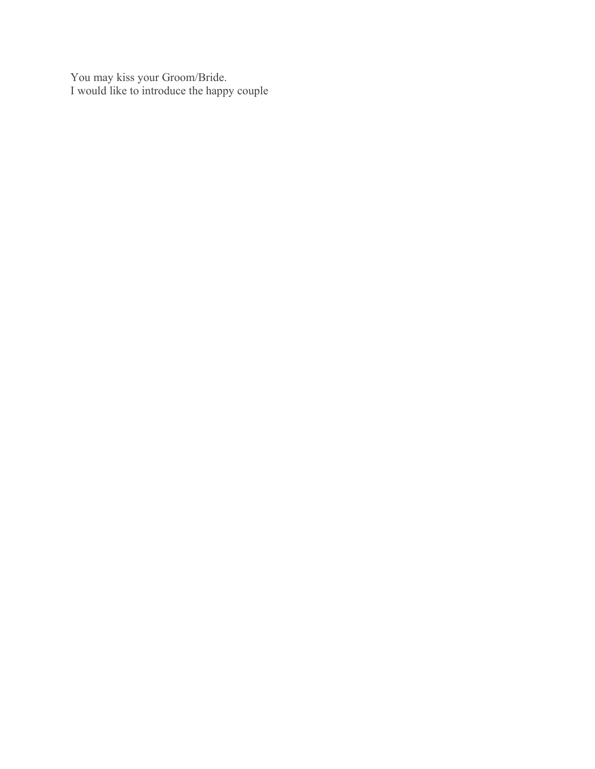You may kiss your Groom/Bride.
I would like to introduce the happy couple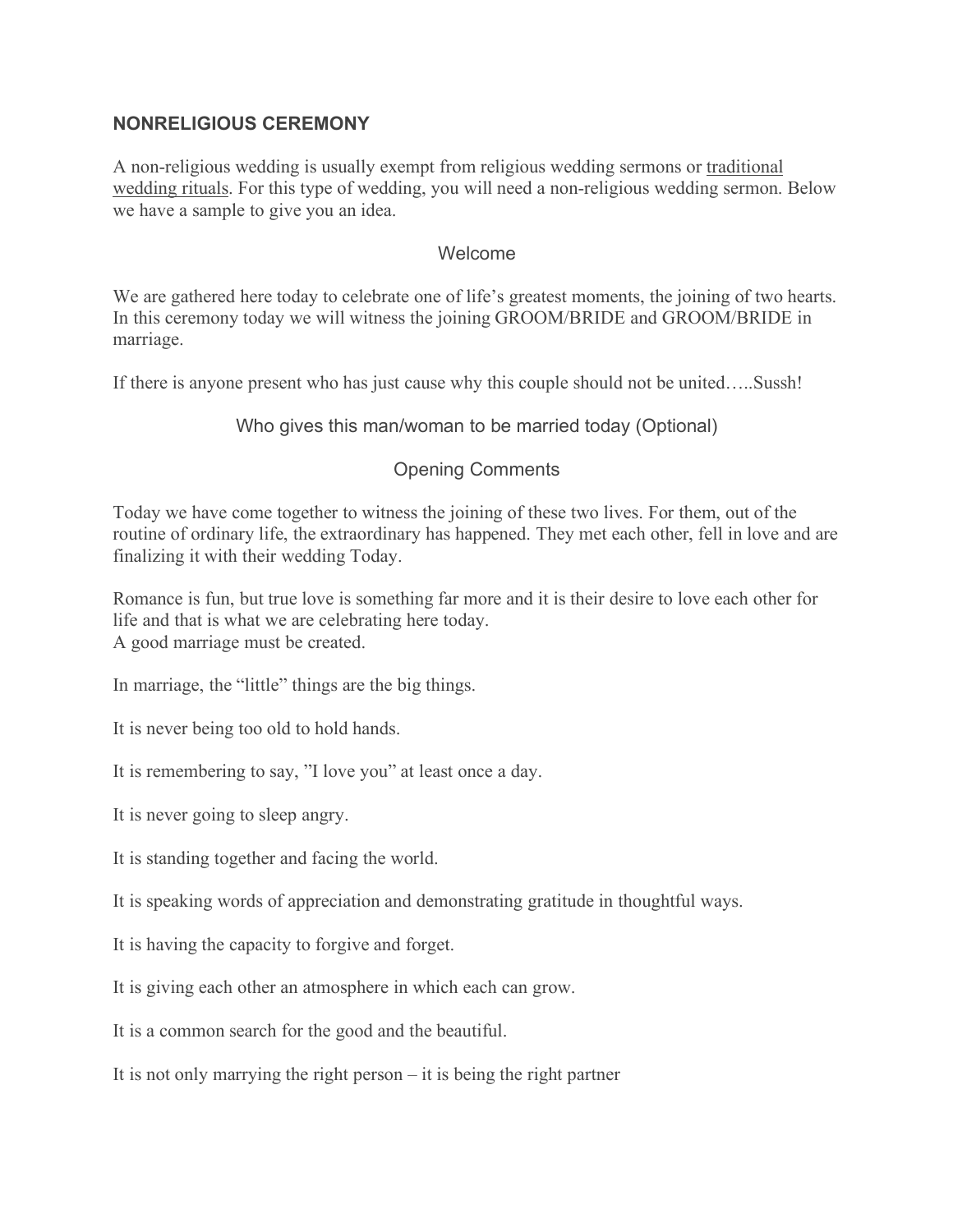## NONRELIGIOUS CEREMONY

A non-religious wedding is usually exempt from religious wedding sermons or traditional wedding rituals. For this type of wedding, you will need a non-religious wedding sermon. Below we have a sample to give you an idea.

### Welcome

We are gathered here today to celebrate one of life's greatest moments, the joining of two hearts. In this ceremony today we will witness the joining GROOM/BRIDE and GROOM/BRIDE in marriage.

If there is anyone present who has just cause why this couple should not be united…..Sussh!

### Who gives this man/woman to be married today (Optional)

### Opening Comments

Today we have come together to witness the joining of these two lives. For them, out of the routine of ordinary life, the extraordinary has happened. They met each other, fell in love and are finalizing it with their wedding Today.

Romance is fun, but true love is something far more and it is their desire to love each other for life and that is what we are celebrating here today.
A good marriage must be created.

In marriage, the "little" things are the big things.

It is never being too old to hold hands.

It is remembering to say, "I love you" at least once a day.

It is never going to sleep angry.

It is standing together and facing the world.

It is speaking words of appreciation and demonstrating gratitude in thoughtful ways.

It is having the capacity to forgive and forget.

It is giving each other an atmosphere in which each can grow.

It is a common search for the good and the beautiful.

It is not only marrying the right person – it is being the right partner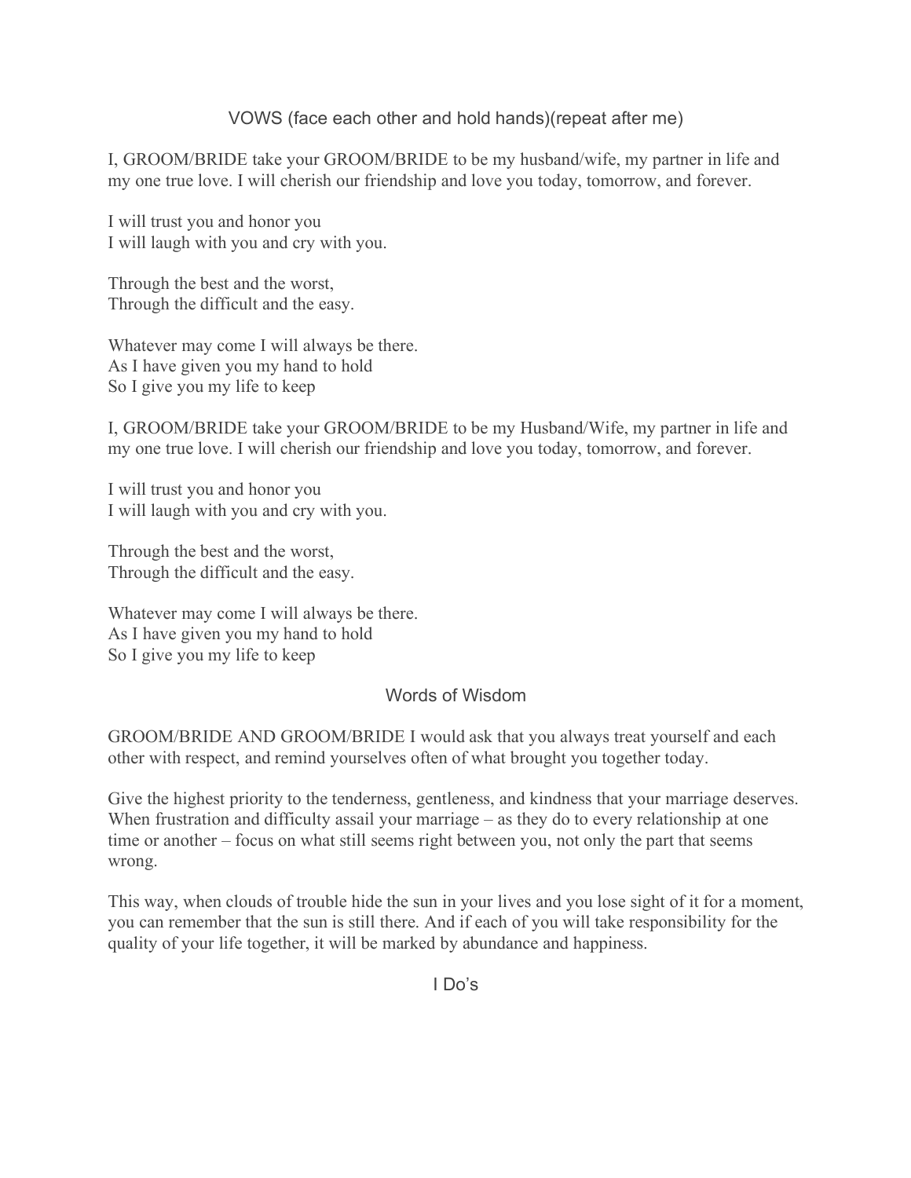## VOWS (face each other and hold hands)(repeat after me)

I, GROOM/BRIDE take your GROOM/BRIDE to be my husband/wife, my partner in life and my one true love. I will cherish our friendship and love you today, tomorrow, and forever.

I will trust you and honor you  
I will laugh with you and cry with you.

Through the best and the worst,  
Through the difficult and the easy.

Whatever may come I will always be there.  
As I have given you my hand to hold  
So I give you my life to keep

I, GROOM/BRIDE take your GROOM/BRIDE to be my Husband/Wife, my partner in life and my one true love. I will cherish our friendship and love you today, tomorrow, and forever.

I will trust you and honor you  
I will laugh with you and cry with you.

Through the best and the worst,  
Through the difficult and the easy.

Whatever may come I will always be there.  
As I have given you my hand to hold  
So I give you my life to keep

## Words of Wisdom

GROOM/BRIDE AND GROOM/BRIDE I would ask that you always treat yourself and each other with respect, and remind yourselves often of what brought you together today.

Give the highest priority to the tenderness, gentleness, and kindness that your marriage deserves. When frustration and difficulty assail your marriage – as they do to every relationship at one time or another – focus on what still seems right between you, not only the part that seems wrong.

This way, when clouds of trouble hide the sun in your lives and you lose sight of it for a moment, you can remember that the sun is still there. And if each of you will take responsibility for the quality of your life together, it will be marked by abundance and happiness.

## I Do's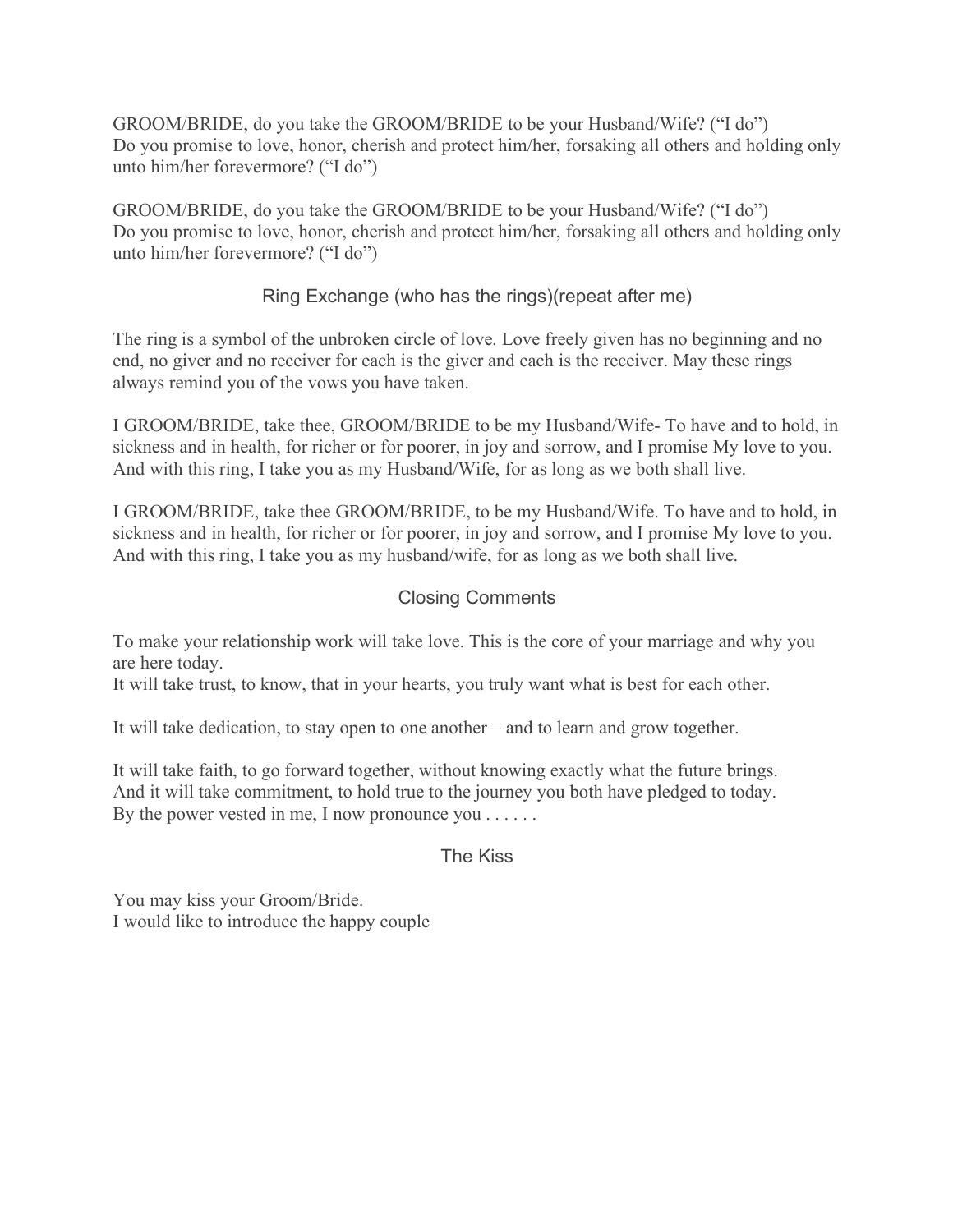GROOM/BRIDE, do you take the GROOM/BRIDE to be your Husband/Wife? (“I do”)
Do you promise to love, honor, cherish and protect him/her, forsaking all others and holding only unto him/her forevermore? (“I do”)

GROOM/BRIDE, do you take the GROOM/BRIDE to be your Husband/Wife? (“I do”)
Do you promise to love, honor, cherish and protect him/her, forsaking all others and holding only unto him/her forevermore? (“I do”)

## Ring Exchange (who has the rings)(repeat after me)

The ring is a symbol of the unbroken circle of love. Love freely given has no beginning and no end, no giver and no receiver for each is the giver and each is the receiver. May these rings always remind you of the vows you have taken.

I GROOM/BRIDE, take thee, GROOM/BRIDE to be my Husband/Wife- To have and to hold, in sickness and in health, for richer or for poorer, in joy and sorrow, and I promise My love to you. And with this ring, I take you as my Husband/Wife, for as long as we both shall live.

I GROOM/BRIDE, take thee GROOM/BRIDE, to be my Husband/Wife. To have and to hold, in sickness and in health, for richer or for poorer, in joy and sorrow, and I promise My love to you. And with this ring, I take you as my husband/wife, for as long as we both shall live.

## Closing Comments

To make your relationship work will take love. This is the core of your marriage and why you are here today.
It will take trust, to know, that in your hearts, you truly want what is best for each other.

It will take dedication, to stay open to one another – and to learn and grow together.

It will take faith, to go forward together, without knowing exactly what the future brings.
And it will take commitment, to hold true to the journey you both have pledged to today.
By the power vested in me, I now pronounce you . . . . . .

## The Kiss

You may kiss your Groom/Bride.
I would like to introduce the happy couple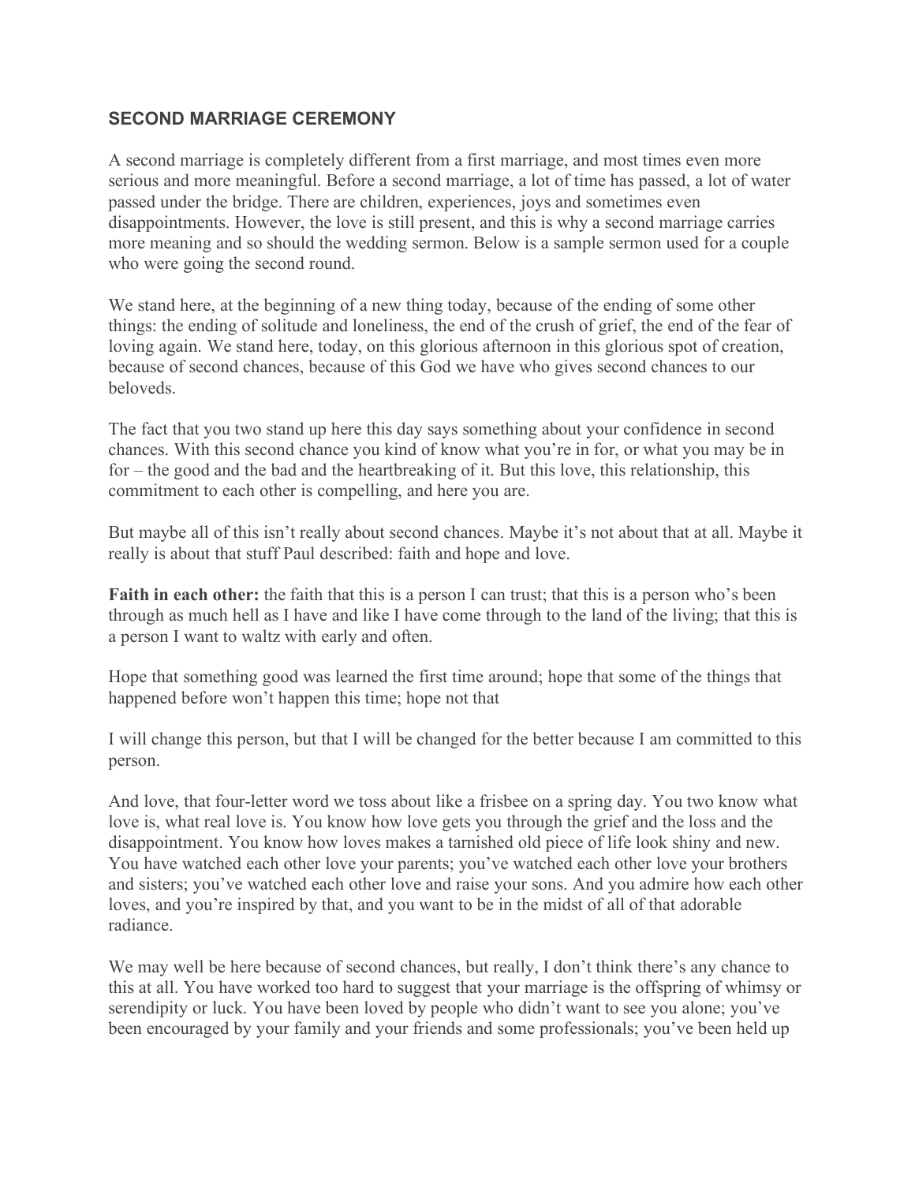## SECOND MARRIAGE CEREMONY

A second marriage is completely different from a first marriage, and most times even more serious and more meaningful. Before a second marriage, a lot of time has passed, a lot of water passed under the bridge. There are children, experiences, joys and sometimes even disappointments. However, the love is still present, and this is why a second marriage carries more meaning and so should the wedding sermon. Below is a sample sermon used for a couple who were going the second round.

We stand here, at the beginning of a new thing today, because of the ending of some other things: the ending of solitude and loneliness, the end of the crush of grief, the end of the fear of loving again. We stand here, today, on this glorious afternoon in this glorious spot of creation, because of second chances, because of this God we have who gives second chances to our beloveds.

The fact that you two stand up here this day says something about your confidence in second chances. With this second chance you kind of know what you're in for, or what you may be in for – the good and the bad and the heartbreaking of it. But this love, this relationship, this commitment to each other is compelling, and here you are.

But maybe all of this isn't really about second chances. Maybe it's not about that at all. Maybe it really is about that stuff Paul described: faith and hope and love.

**Faith in each other:** the faith that this is a person I can trust; that this is a person who's been through as much hell as I have and like I have come through to the land of the living; that this is a person I want to waltz with early and often.

Hope that something good was learned the first time around; hope that some of the things that happened before won't happen this time; hope not that

I will change this person, but that I will be changed for the better because I am committed to this person.

And love, that four-letter word we toss about like a frisbee on a spring day. You two know what love is, what real love is. You know how love gets you through the grief and the loss and the disappointment. You know how loves makes a tarnished old piece of life look shiny and new. You have watched each other love your parents; you've watched each other love your brothers and sisters; you've watched each other love and raise your sons. And you admire how each other loves, and you're inspired by that, and you want to be in the midst of all of that adorable radiance.

We may well be here because of second chances, but really, I don't think there's any chance to this at all. You have worked too hard to suggest that your marriage is the offspring of whimsy or serendipity or luck. You have been loved by people who didn't want to see you alone; you've been encouraged by your family and your friends and some professionals; you've been held up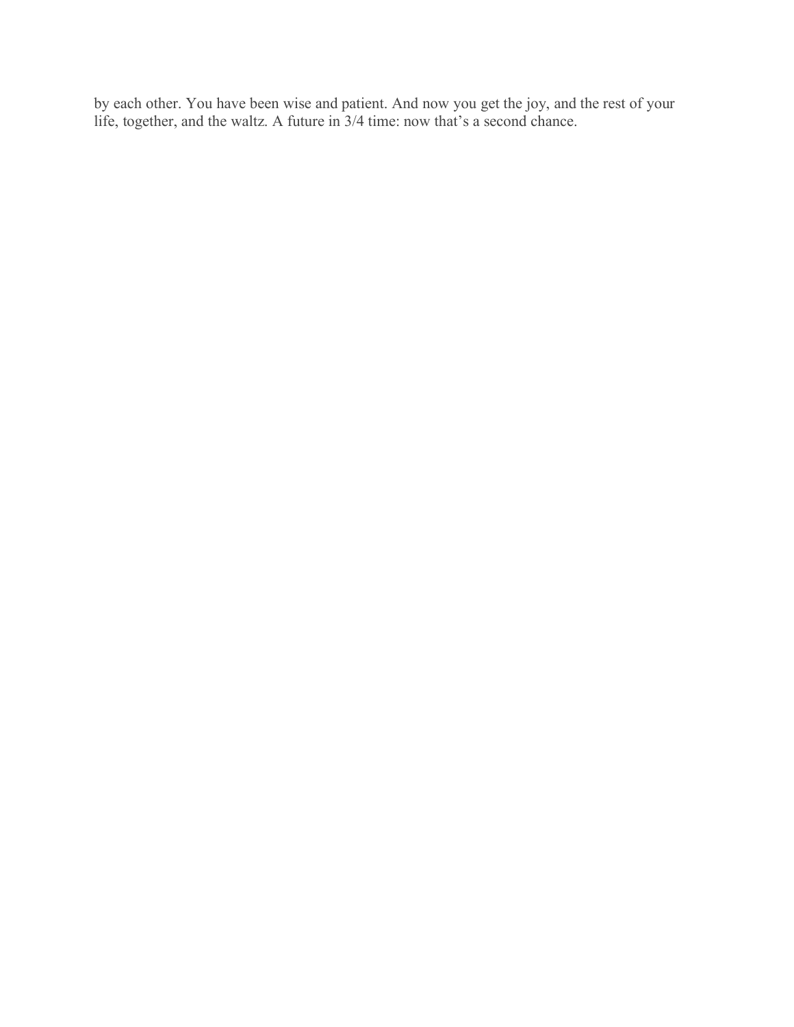by each other. You have been wise and patient. And now you get the joy, and the rest of your life, together, and the waltz. A future in 3/4 time: now that's a second chance.